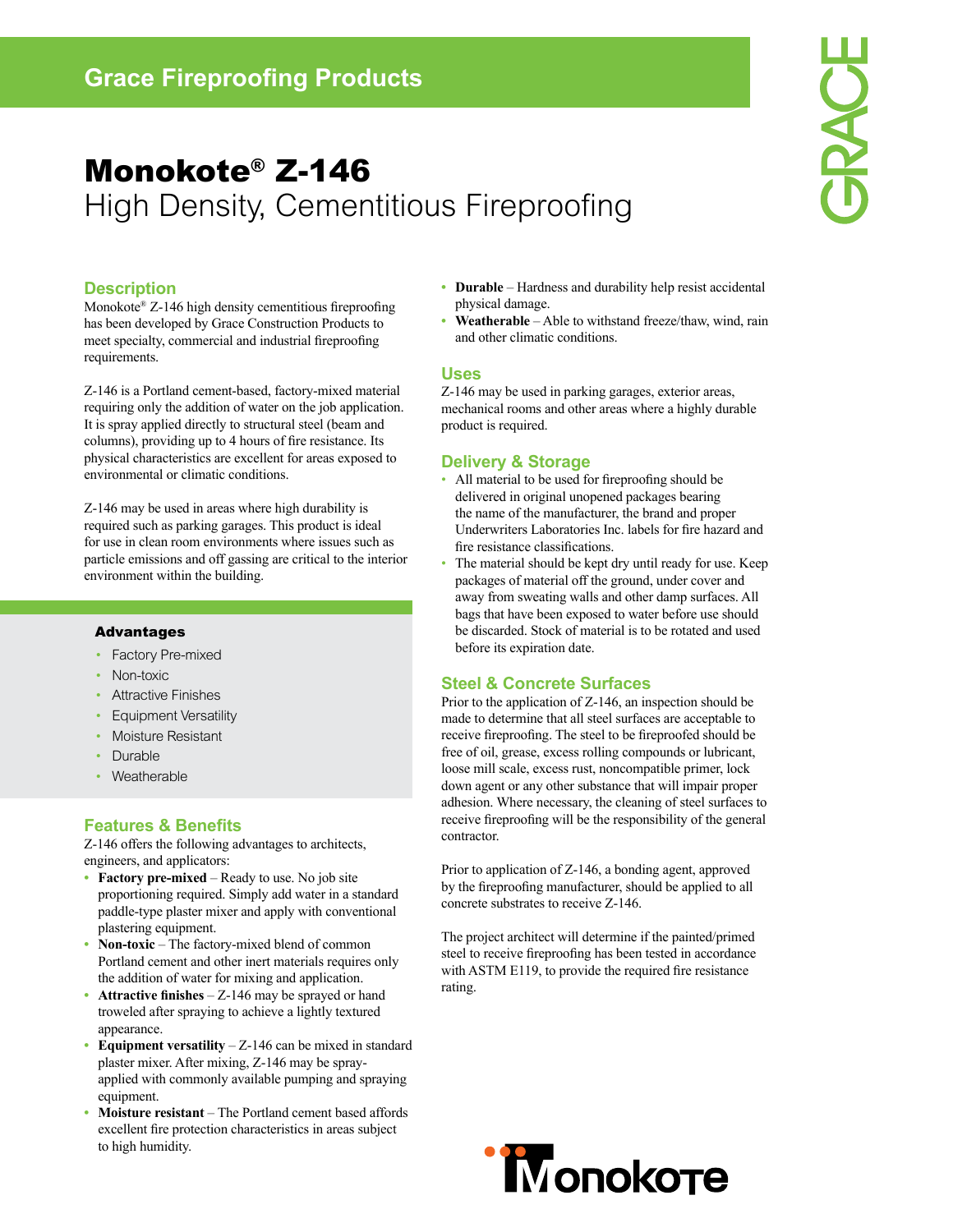Grace Fireproofing Products

# Monokote® Z-146

## High Density, Cementitious Fireproofing

### Description

Monokote® Z-146 high density cementitious fireproofing has been developed by Grace Construction Products to meet specialty, commercial and industrial fireproofing requirements.

Z-146 is a Portland cement-based, factory-mixed material requiring only the addition of water on the job application. It is spray applied directly to structural steel (beam and columns), providing up to 4 hours of fire resistance. Its physical characteristics are excellent for areas exposed to environmental or climatic conditions.

Z-146 may be used in areas where high durability is required such as parking garages. This product is ideal for use in clean room environments where issues such as particle emissions and off gassing are critical to the interior environment within the building.

**Advantages**

- Factory Pre-mixed
- Non-toxic
- Attractive Finishes
- Equipment Versatility
- Moisture Resistant
- Durable
- Weatherable

### Features & Benefits

Z-146 offers the following advantages to architects, engineers, and applicators:

- **Factory pre-mixed** – Ready to use. No job site proportioning required. Simply add water in a standard paddle-type plaster mixer and apply with conventional plastering equipment.
- **Non-toxic** – The factory-mixed blend of common Portland cement and other inert materials requires only the addition of water for mixing and application.
- **Attractive finishes** – Z-146 may be sprayed or hand troweled after spraying to achieve a lightly textured appearance.
- **Equipment versatility** – Z-146 can be mixed in standard plaster mixer. After mixing, Z-146 may be spray-applied with commonly available pumping and spraying equipment.
- **Moisture resistant** – The Portland cement based affords excellent fire protection characteristics in areas subject to high humidity.
- **Durable** – Hardness and durability help resist accidental physical damage.
- **Weatherable** – Able to withstand freeze/thaw, wind, rain and other climatic conditions.

### Uses

Z-146 may be used in parking garages, exterior areas, mechanical rooms and other areas where a highly durable product is required.

### Delivery & Storage

- All material to be used for fireproofing should be delivered in original unopened packages bearing the name of the manufacturer, the brand and proper Underwriters Laboratories Inc. labels for fire hazard and fire resistance classifications.
- The material should be kept dry until ready for use. Keep packages of material off the ground, under cover and away from sweating walls and other damp surfaces. All bags that have been exposed to water before use should be discarded. Stock of material is to be rotated and used before its expiration date.

### Steel & Concrete Surfaces

Prior to the application of Z-146, an inspection should be made to determine that all steel surfaces are acceptable to receive fireproofing. The steel to be fireproofed should be free of oil, grease, excess rolling compounds or lubricant, loose mill scale, excess rust, noncompatible primer, lock down agent or any other substance that will impair proper adhesion. Where necessary, the cleaning of steel surfaces to receive fireproofing will be the responsibility of the general contractor.

Prior to application of Z-146, a bonding agent, approved by the fireproofing manufacturer, should be applied to all concrete substrates to receive Z-146.

The project architect will determine if the painted/primed steel to receive fireproofing has been tested in accordance with ASTM E119, to provide the required fire resistance rating.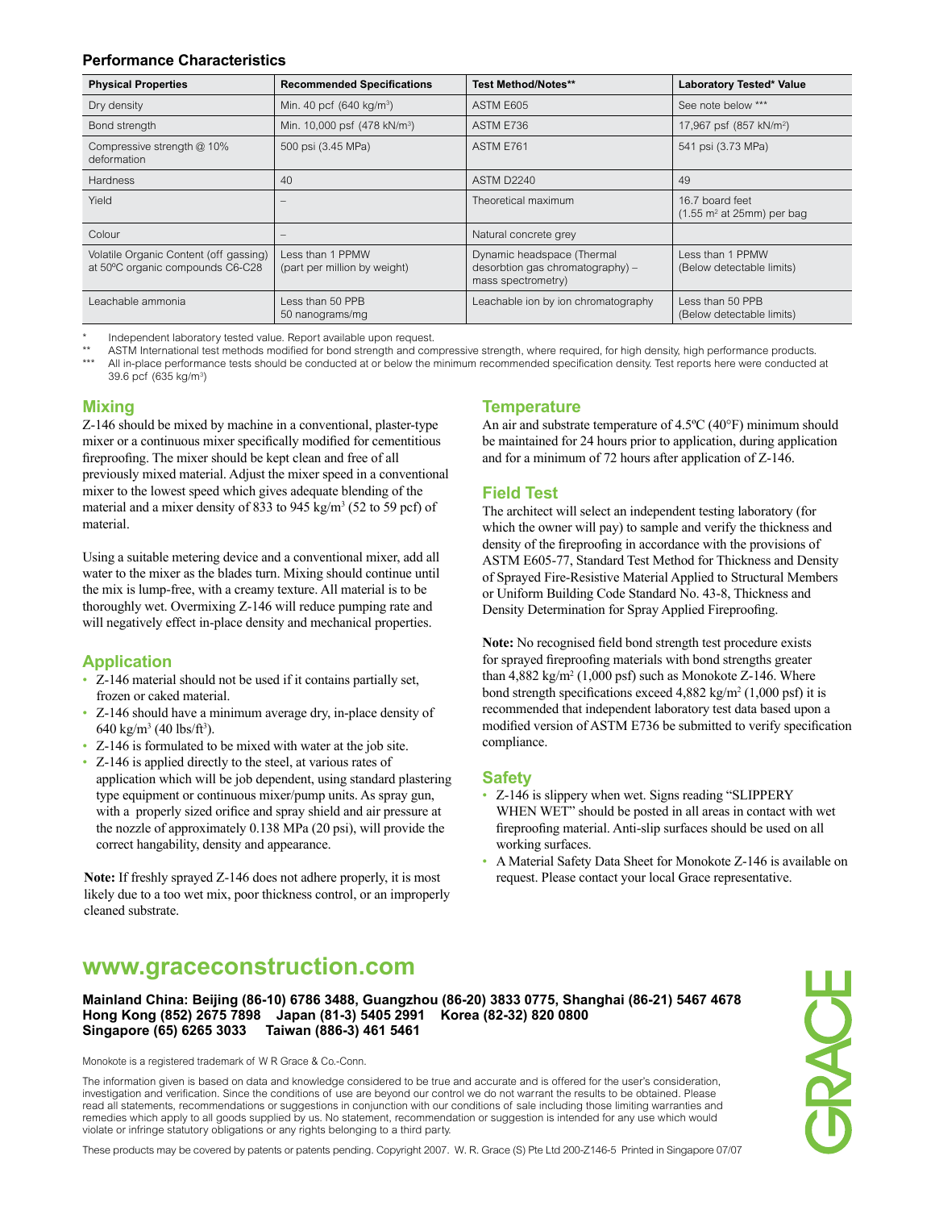## Performance Characteristics

| Physical Properties | Recommended Specifications | Test Method/Notes** | Laboratory Tested* Value |
|---|---|---|---|
| Dry density | Min. 40 pcf (640 kg/m$^3$) | ASTM E605 | See note below *** |
| Bond strength | Min. 10,000 psf (478 kN/m$^3$) | ASTM E736 | 17,967 psf (857 kN/m$^2$) |
| Compressive strength @ 10% deformation | 500 psi (3.45 MPa) | ASTM E761 | 541 psi (3.73 MPa) |
| Hardness | 40 | ASTM D2240 | 49 |
| Yield | – | Theoretical maximum | 16.7 board feet (1.55 m$^2$ at 25mm) per bag |
| Colour | – | Natural concrete grey | |
| Volatile Organic Content (off gassing) at 50ºC organic compounds C6-C28 | Less than 1 PPMW (part per million by weight) | Dynamic headspace (Thermal desorbtion gas chromatography) – mass spectrometry) | Less than 1 PPMW (Below detectable limits) |
| Leachable ammonia | Less than 50 PPB 50 nanograms/mg | Leachable ion by ion chromatography | Less than 50 PPB (Below detectable limits) |

\* Independent laboratory tested value. Report available upon request.

** ASTM International test methods modified for bond strength and compressive strength, where required, for high density, high performance products.

*** All in-place performance tests should be conducted at or below the minimum recommended specification density. Test reports here were conducted at 39.6 pcf (635 kg/m$^3$)

## Mixing

Z-146 should be mixed by machine in a conventional, plaster-type mixer or a continuous mixer specifically modified for cementitious fireproofing. The mixer should be kept clean and free of all previously mixed material. Adjust the mixer speed in a conventional mixer to the lowest speed which gives adequate blending of the material and a mixer density of 833 to 945 kg/m$^3$ (52 to 59 pcf) of material.

Using a suitable metering device and a conventional mixer, add all water to the mixer as the blades turn. Mixing should continue until the mix is lump-free, with a creamy texture. All material is to be thoroughly wet. Overmixing Z-146 will reduce pumping rate and will negatively effect in-place density and mechanical properties.

## Application

- Z-146 material should not be used if it contains partially set, frozen or caked material.
- Z-146 should have a minimum average dry, in-place density of 640 kg/m$^3$ (40 lbs/ft$^3$).
- Z-146 is formulated to be mixed with water at the job site.
- Z-146 is applied directly to the steel, at various rates of application which will be job dependent, using standard plastering type equipment or continuous mixer/pump units. As spray gun, with a properly sized orifice and spray shield and air pressure at the nozzle of approximately 0.138 MPa (20 psi), will provide the correct hangability, density and appearance.

**Note:** If freshly sprayed Z-146 does not adhere properly, it is most likely due to a too wet mix, poor thickness control, or an improperly cleaned substrate.

## Temperature

An air and substrate temperature of 4.5ºC (40°F) minimum should be maintained for 24 hours prior to application, during application and for a minimum of 72 hours after application of Z-146.

## Field Test

The architect will select an independent testing laboratory (for which the owner will pay) to sample and verify the thickness and density of the fireproofing in accordance with the provisions of ASTM E605-77, Standard Test Method for Thickness and Density of Sprayed Fire-Resistive Material Applied to Structural Members or Uniform Building Code Standard No. 43-8, Thickness and Density Determination for Spray Applied Fireproofing.

**Note:** No recognised field bond strength test procedure exists for sprayed fireproofing materials with bond strengths greater than 4,882 kg/m$^2$ (1,000 psf) such as Monokote Z-146. Where bond strength specifications exceed 4,882 kg/m$^2$ (1,000 psf) it is recommended that independent laboratory test data based upon a modified version of ASTM E736 be submitted to verify specification compliance.

## Safety

- Z-146 is slippery when wet. Signs reading "SLIPPERY WHEN WET" should be posted in all areas in contact with wet fireproofing material. Anti-slip surfaces should be used on all working surfaces.
- A Material Safety Data Sheet for Monokote Z-146 is available on request. Please contact your local Grace representative.

## www.graceconstruction.com

**Mainland China: Beijing (86-10) 6786 3488, Guangzhou (86-20) 3833 0775, Shanghai (86-21) 5467 4678**
**Hong Kong (852) 2675 7898 Japan (81-3) 5405 2991 Korea (82-32) 820 0800**
**Singapore (65) 6265 3033 Taiwan (886-3) 461 5461**

GRACE

Monokote is a registered trademark of W R Grace & Co.-Conn.

The information given is based on data and knowledge considered to be true and accurate and is offered for the user's consideration, investigation and verification. Since the conditions of use are beyond our control we do not warrant the results to be obtained. Please read all statements, recommendations or suggestions in conjunction with our conditions of sale including those limiting warranties and remedies which apply to all goods supplied by us. No statement, recommendation or suggestion is intended for any use which would violate or infringe statutory obligations or any rights belonging to a third party.

These products may be covered by patents or patents pending. Copyright 2007. W. R. Grace (S) Pte Ltd 200-Z146-5 Printed in Singapore 07/07